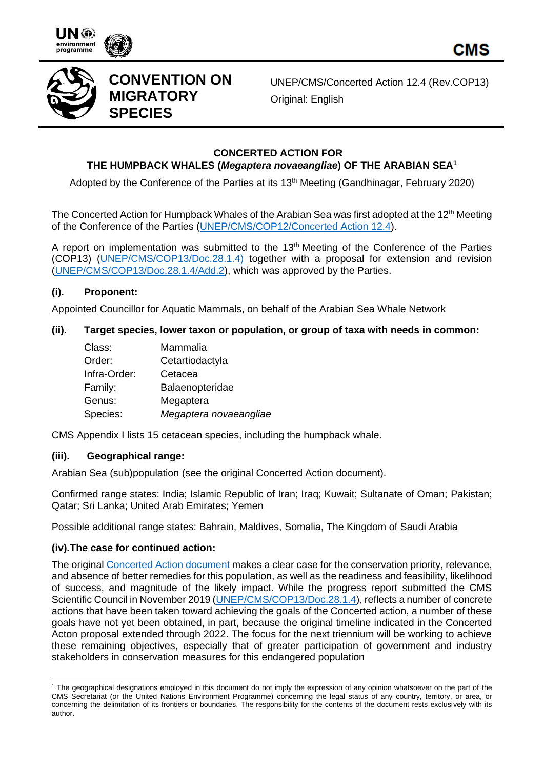CONVENTION ON MIGRATORY SPECIES

UNEP/CMS/Concerted Action 12.4 (Rev.COP13)
Original: English

## CONCERTED ACTION FOR THE HUMPBACK WHALES (*Megaptera novaeangliae*) OF THE ARABIAN SEA[1]

Adopted by the Conference of the Parties at its 13th Meeting (Gandhinagar, February 2020)

The Concerted Action for Humpback Whales of the Arabian Sea was first adopted at the 12th Meeting of the Conference of the Parties (UNEP/CMS/COP12/Concerted Action 12.4).

A report on implementation was submitted to the 13th Meeting of the Conference of the Parties (COP13) (UNEP/CMS/COP13/Doc.28.1.4) together with a proposal for extension and revision (UNEP/CMS/COP13/Doc.28.1.4/Add.2), which was approved by the Parties.

### (i). Proponent:

Appointed Councillor for Aquatic Mammals, on behalf of the Arabian Sea Whale Network

### (ii). Target species, lower taxon or population, or group of taxa with needs in common:

| | |
|---|---|
| Class: | Mammalia |
| Order: | Cetartiodactyla |
| Infra-Order: | Cetacea |
| Family: | Balaenopteridae |
| Genus: | Megaptera |
| Species: | *Megaptera novaeangliae* |

CMS Appendix I lists 15 cetacean species, including the humpback whale.

### (iii). Geographical range:

Arabian Sea (sub)population (see the original Concerted Action document).

Confirmed range states: India; Islamic Republic of Iran; Iraq; Kuwait; Sultanate of Oman; Pakistan; Qatar; Sri Lanka; United Arab Emirates; Yemen

Possible additional range states: Bahrain, Maldives, Somalia, The Kingdom of Saudi Arabia

### (iv). The case for continued action:

The original Concerted Action document makes a clear case for the conservation priority, relevance, and absence of better remedies for this population, as well as the readiness and feasibility, likelihood of success, and magnitude of the likely impact. While the progress report submitted the CMS Scientific Council in November 2019 (UNEP/CMS/COP13/Doc.28.1.4), reflects a number of concrete actions that have been taken toward achieving the goals of the Concerted action, a number of these goals have not yet been obtained, in part, because the original timeline indicated in the Concerted Acton proposal extended through 2022. The focus for the next triennium will be working to achieve these remaining objectives, especially that of greater participation of government and industry stakeholders in conservation measures for this endangered population

---

[1] The geographical designations employed in this document do not imply the expression of any opinion whatsoever on the part of the CMS Secretariat (or the United Nations Environment Programme) concerning the legal status of any country, territory, or area, or concerning the delimitation of its frontiers or boundaries. The responsibility for the contents of the document rests exclusively with its author.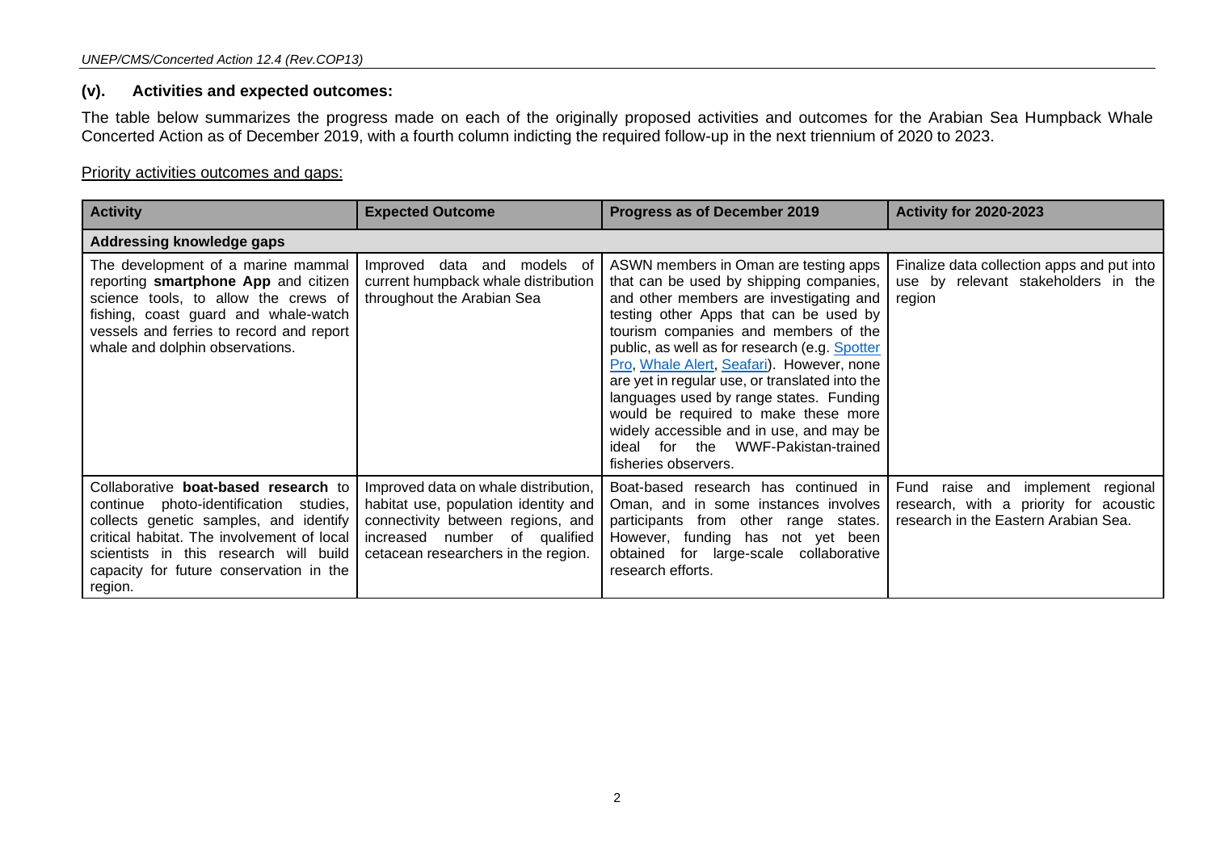## (v). Activities and expected outcomes:

The table below summarizes the progress made on each of the originally proposed activities and outcomes for the Arabian Sea Humpback Whale Concerted Action as of December 2019, with a fourth column indicting the required follow-up in the next triennium of 2020 to 2023.

Priority activities outcomes and gaps:

| Activity | Expected Outcome | Progress as of December 2019 | Activity for 2020-2023 |
|---|---|---|---|
| **Addressing knowledge gaps** | | | |
| The development of a marine mammal reporting **smartphone App** and citizen science tools, to allow the crews of fishing, coast guard and whale-watch vessels and ferries to record and report whale and dolphin observations. | Improved data and models of current humpback whale distribution throughout the Arabian Sea | ASWN members in Oman are testing apps that can be used by shipping companies, and other members are investigating and testing other Apps that can be used by tourism companies and members of the public, as well as for research (e.g. Spotter Pro, Whale Alert, Seafari). However, none are yet in regular use, or translated into the languages used by range states. Funding would be required to make these more widely accessible and in use, and may be ideal for the WWF-Pakistan-trained fisheries observers. | Finalize data collection apps and put into use by relevant stakeholders in the region |
| Collaborative **boat-based research** to continue photo-identification studies, collects genetic samples, and identify critical habitat. The involvement of local scientists in this research will build capacity for future conservation in the region. | Improved data on whale distribution, habitat use, population identity and connectivity between regions, and increased number of qualified cetacean researchers in the region. | Boat-based research has continued in Oman, and in some instances involves participants from other range states. However, funding has not yet been obtained for large-scale collaborative research efforts. | Fund raise and implement regional research, with a priority for acoustic research in the Eastern Arabian Sea. |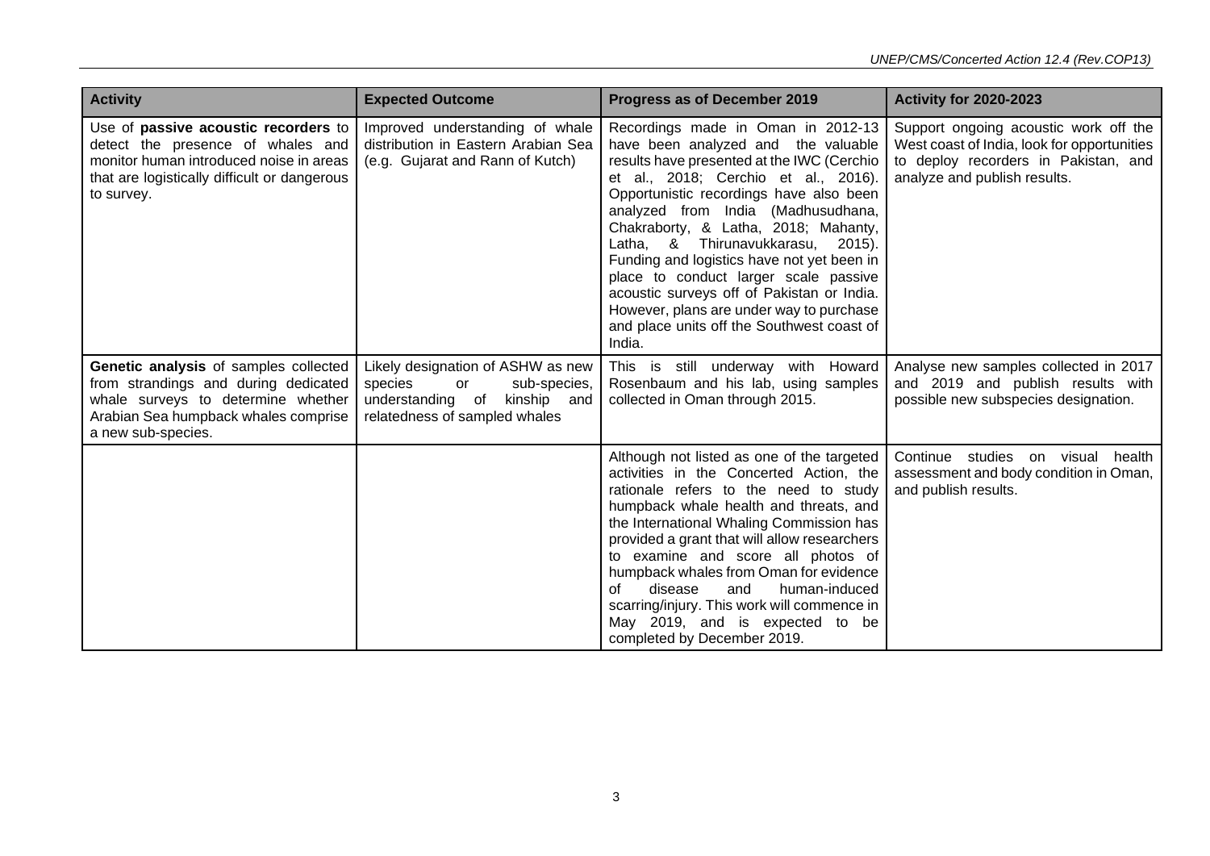| Activity | Expected Outcome | Progress as of December 2019 | Activity for 2020-2023 |
|---|---|---|---|
| Use of **passive acoustic recorders** to detect the presence of whales and monitor human introduced noise in areas that are logistically difficult or dangerous to survey. | Improved understanding of whale distribution in Eastern Arabian Sea (e.g. Gujarat and Rann of Kutch) | Recordings made in Oman in 2012-13 have been analyzed and the valuable results have presented at the IWC (Cerchio et al., 2018; Cerchio et al., 2016). Opportunistic recordings have also been analyzed from India (Madhusudhana, Chakraborty, & Latha, 2018; Mahanty, Latha, & Thirunavukkarasu, 2015). Funding and logistics have not yet been in place to conduct larger scale passive acoustic surveys off of Pakistan or India. However, plans are under way to purchase and place units off the Southwest coast of India. | Support ongoing acoustic work off the West coast of India, look for opportunities to deploy recorders in Pakistan, and analyze and publish results. |
| **Genetic analysis** of samples collected from strandings and during dedicated whale surveys to determine whether Arabian Sea humpback whales comprise a new sub-species. | Likely designation of ASHW as new species or sub-species, understanding of kinship and relatedness of sampled whales | This is still underway with Howard Rosenbaum and his lab, using samples collected in Oman through 2015. | Analyse new samples collected in 2017 and 2019 and publish results with possible new subspecies designation. |
| | | Although not listed as one of the targeted activities in the Concerted Action, the rationale refers to the need to study humpback whale health and threats, and the International Whaling Commission has provided a grant that will allow researchers to examine and score all photos of humpback whales from Oman for evidence of disease and human-induced scarring/injury. This work will commence in May 2019, and is expected to be completed by December 2019. | Continue studies on visual health assessment and body condition in Oman, and publish results. |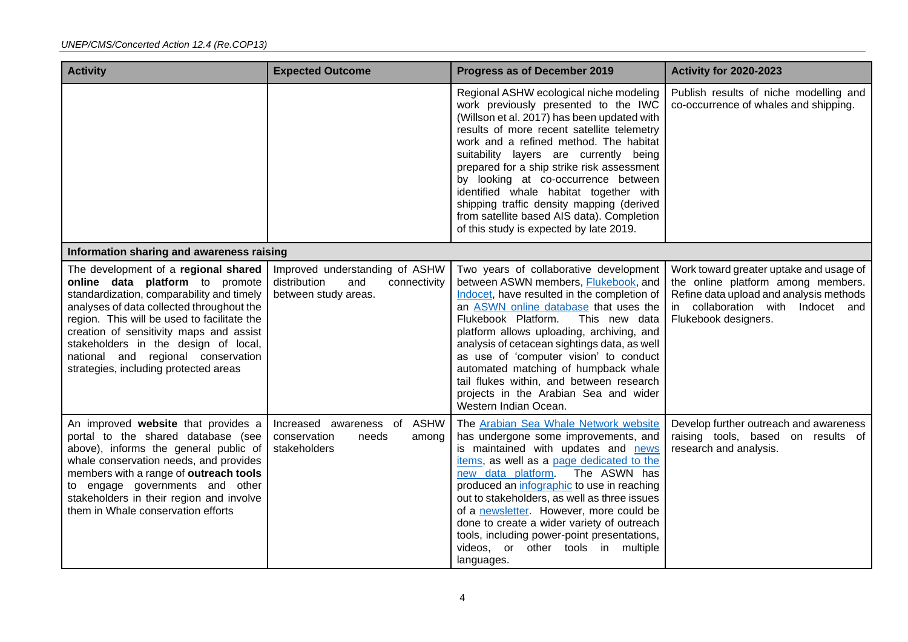| Activity | Expected Outcome | Progress as of December 2019 | Activity for 2020-2023 |
|---|---|---|---|
| | | Regional ASHW ecological niche modeling work previously presented to the IWC (Willson et al. 2017) has been updated with results of more recent satellite telemetry work and a refined method. The habitat suitability layers are currently being prepared for a ship strike risk assessment by looking at co-occurrence between identified whale habitat together with shipping traffic density mapping (derived from satellite based AIS data). Completion of this study is expected by late 2019. | Publish results of niche modelling and co-occurrence of whales and shipping. |
| **Information sharing and awareness raising** | | | |
| The development of a **regional shared online data platform** to promote standardization, comparability and timely analyses of data collected throughout the region. This will be used to facilitate the creation of sensitivity maps and assist stakeholders in the design of local, national and regional conservation strategies, including protected areas | Improved understanding of ASHW distribution and connectivity between study areas. | Two years of collaborative development between ASWN members, Flukebook, and Indocet, have resulted in the completion of an ASWN online database that uses the Flukebook Platform. This new data platform allows uploading, archiving, and analysis of cetacean sightings data, as well as use of 'computer vision' to conduct automated matching of humpback whale tail flukes within, and between research projects in the Arabian Sea and wider Western Indian Ocean. | Work toward greater uptake and usage of the online platform among members. Refine data upload and analysis methods in collaboration with Indocet and Flukebook designers. |
| An improved **website** that provides a portal to the shared database (see above), informs the general public of whale conservation needs, and provides members with a range of **outreach tools** to engage governments and other stakeholders in their region and involve them in Whale conservation efforts | Increased awareness of ASHW conservation needs among stakeholders | The Arabian Sea Whale Network website has undergone some improvements, and is maintained with updates and news items, as well as a page dedicated to the new data platform. The ASWN has produced an infographic to use in reaching out to stakeholders, as well as three issues of a newsletter. However, more could be done to create a wider variety of outreach tools, including power-point presentations, videos, or other tools in multiple languages. | Develop further outreach and awareness raising tools, based on results of research and analysis. |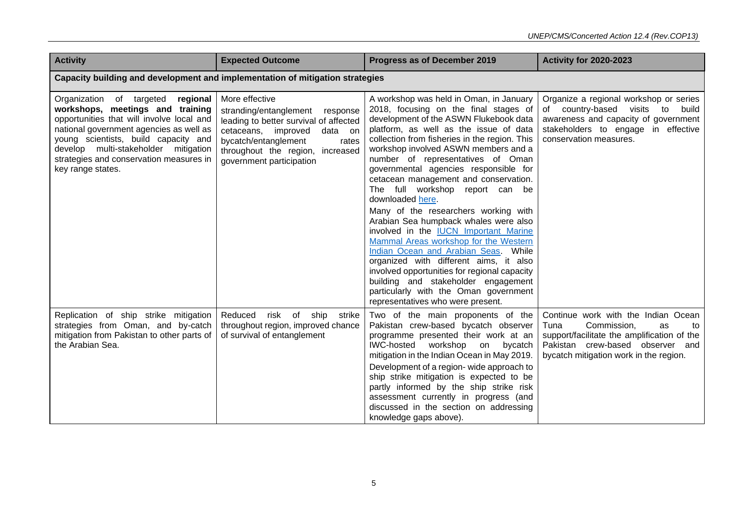| Activity | Expected Outcome | Progress as of December 2019 | Activity for 2020-2023 |
|---|---|---|---|
| **Capacity building and development and implementation of mitigation strategies** | | | |
| Organization of targeted **regional workshops, meetings and training** opportunities that will involve local and national government agencies as well as young scientists, build capacity and develop multi-stakeholder mitigation strategies and conservation measures in key range states. | More effective stranding/entanglement response leading to better survival of affected cetaceans, improved data on bycatch/entanglement rates throughout the region, increased government participation | A workshop was held in Oman, in January 2018, focusing on the final stages of development of the ASWN Flukebook data platform, as well as the issue of data collection from fisheries in the region. This workshop involved ASWN members and a number of representatives of Oman governmental agencies responsible for cetacean management and conservation. The full workshop report can be downloaded here.<br><br>Many of the researchers working with Arabian Sea humpback whales were also involved in the IUCN Important Marine Mammal Areas workshop for the Western Indian Ocean and Arabian Seas. While organized with different aims, it also involved opportunities for regional capacity building and stakeholder engagement particularly with the Oman government representatives who were present. | Organize a regional workshop or series of country-based visits to build awareness and capacity of government stakeholders to engage in effective conservation measures. |
| Replication of ship strike mitigation strategies from Oman, and by-catch mitigation from Pakistan to other parts of the Arabian Sea. | Reduced risk of ship strike throughout region, improved chance of survival of entanglement | Two of the main proponents of the Pakistan crew-based bycatch observer programme presented their work at an IWC-hosted workshop on bycatch mitigation in the Indian Ocean in May 2019.<br><br>Development of a region- wide approach to ship strike mitigation is expected to be partly informed by the ship strike risk assessment currently in progress (and discussed in the section on addressing knowledge gaps above). | Continue work with the Indian Ocean Tuna Commission, as to support/facilitate the amplification of the Pakistan crew-based observer and bycatch mitigation work in the region. |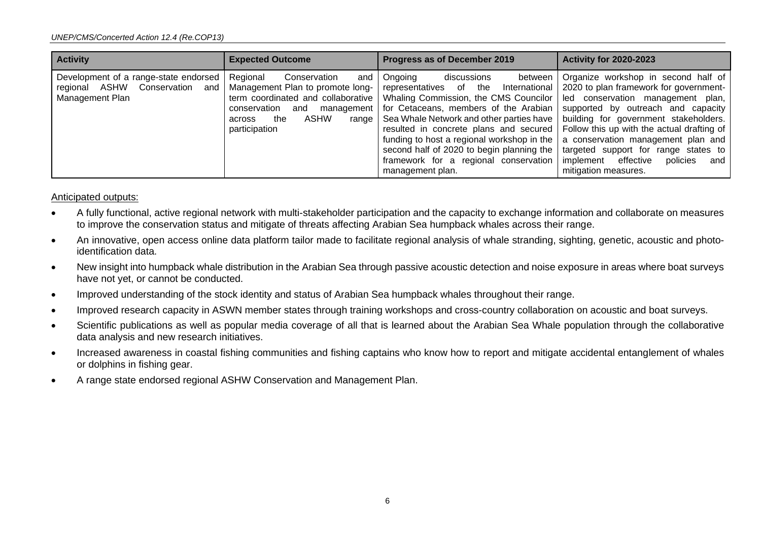| Activity | Expected Outcome | Progress as of December 2019 | Activity for 2020-2023 |
|---|---|---|---|
| Development of a range-state endorsed regional ASHW Conservation and Management Plan | Regional Conservation and Management Plan to promote long-term coordinated and collaborative conservation and management across the ASHW range participation | Ongoing discussions between representatives of the International Whaling Commission, the CMS Councilor for Cetaceans, members of the Arabian Sea Whale Network and other parties have resulted in concrete plans and secured funding to host a regional workshop in the second half of 2020 to begin planning the framework for a regional conservation management plan. | Organize workshop in second half of 2020 to plan framework for government-led conservation management plan, supported by outreach and capacity building for government stakeholders. Follow this up with the actual drafting of a conservation management plan and targeted support for range states to implement effective policies and mitigation measures. |

<u>Anticipated outputs:</u>

- A fully functional, active regional network with multi-stakeholder participation and the capacity to exchange information and collaborate on measures to improve the conservation status and mitigate of threats affecting Arabian Sea humpback whales across their range.
- An innovative, open access online data platform tailor made to facilitate regional analysis of whale stranding, sighting, genetic, acoustic and photo-identification data.
- New insight into humpback whale distribution in the Arabian Sea through passive acoustic detection and noise exposure in areas where boat surveys have not yet, or cannot be conducted.
- Improved understanding of the stock identity and status of Arabian Sea humpback whales throughout their range.
- Improved research capacity in ASWN member states through training workshops and cross-country collaboration on acoustic and boat surveys.
- Scientific publications as well as popular media coverage of all that is learned about the Arabian Sea Whale population through the collaborative data analysis and new research initiatives.
- Increased awareness in coastal fishing communities and fishing captains who know how to report and mitigate accidental entanglement of whales or dolphins in fishing gear.
- A range state endorsed regional ASHW Conservation and Management Plan.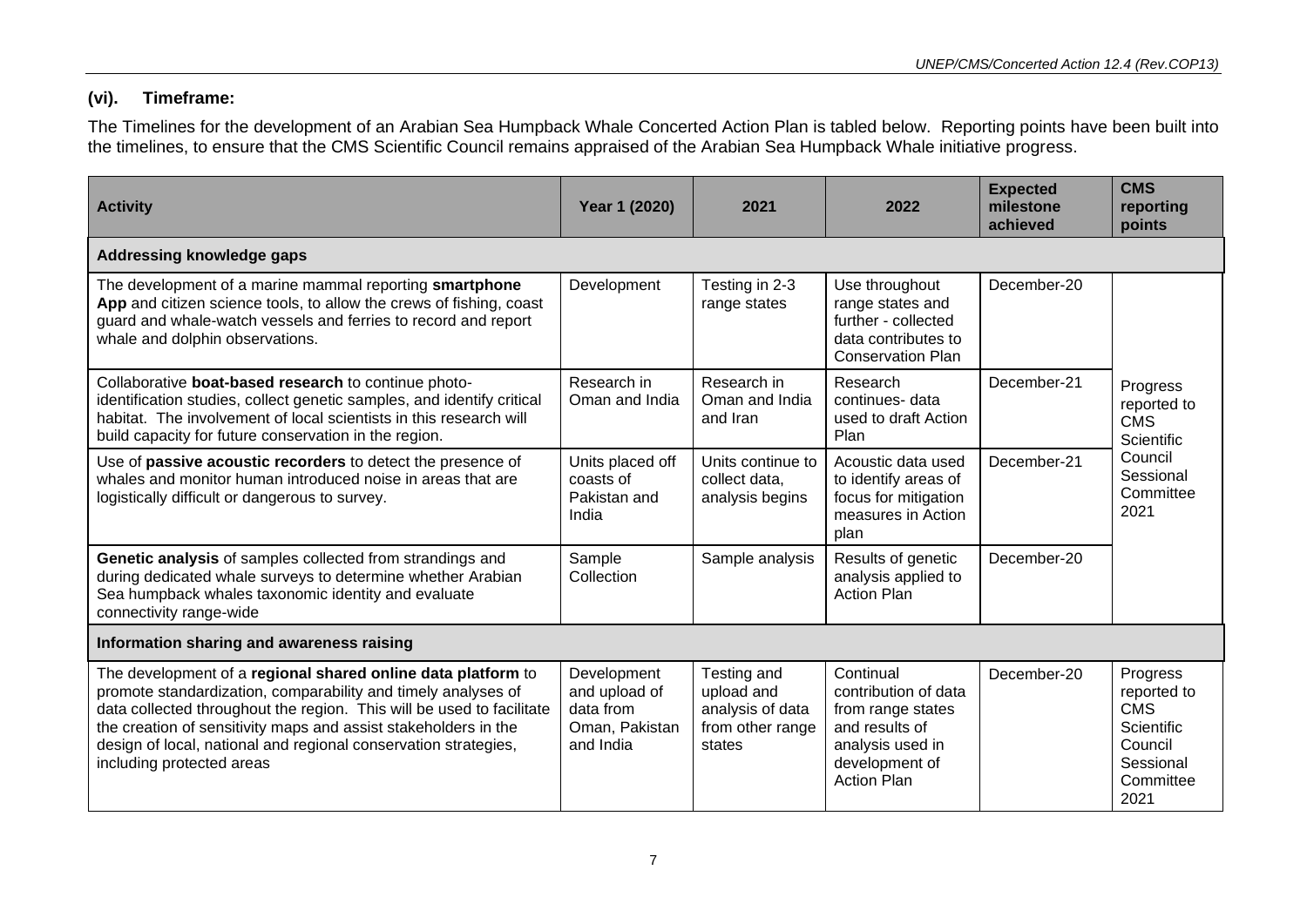### (vi). Timeframe:

The Timelines for the development of an Arabian Sea Humpback Whale Concerted Action Plan is tabled below. Reporting points have been built into the timelines, to ensure that the CMS Scientific Council remains appraised of the Arabian Sea Humpback Whale initiative progress.

| Activity | Year 1 (2020) | 2021 | 2022 | Expected milestone achieved | CMS reporting points |
|---|---|---|---|---|---|
| **Addressing knowledge gaps** | | | | | |
| The development of a marine mammal reporting **smartphone App** and citizen science tools, to allow the crews of fishing, coast guard and whale-watch vessels and ferries to record and report whale and dolphin observations. | Development | Testing in 2-3 range states | Use throughout range states and further - collected data contributes to Conservation Plan | December-20 | Progress reported to CMS Scientific Council Sessional Committee 2021 |
| Collaborative **boat-based research** to continue photo-identification studies, collect genetic samples, and identify critical habitat. The involvement of local scientists in this research will build capacity for future conservation in the region. | Research in Oman and India | Research in Oman and India and Iran | Research continues- data used to draft Action Plan | December-21 | |
| Use of **passive acoustic recorders** to detect the presence of whales and monitor human introduced noise in areas that are logistically difficult or dangerous to survey. | Units placed off coasts of Pakistan and India | Units continue to collect data, analysis begins | Acoustic data used to identify areas of focus for mitigation measures in Action plan | December-21 | |
| **Genetic analysis** of samples collected from strandings and during dedicated whale surveys to determine whether Arabian Sea humpback whales taxonomic identity and evaluate connectivity range-wide | Sample Collection | Sample analysis | Results of genetic analysis applied to Action Plan | December-20 | |
| **Information sharing and awareness raising** | | | | | |
| The development of a **regional shared online data platform** to promote standardization, comparability and timely analyses of data collected throughout the region. This will be used to facilitate the creation of sensitivity maps and assist stakeholders in the design of local, national and regional conservation strategies, including protected areas | Development and upload of data from Oman, Pakistan and India | Testing and upload and analysis of data from other range states | Continual contribution of data from range states and results of analysis used in development of Action Plan | December-20 | Progress reported to CMS Scientific Council Sessional Committee 2021 |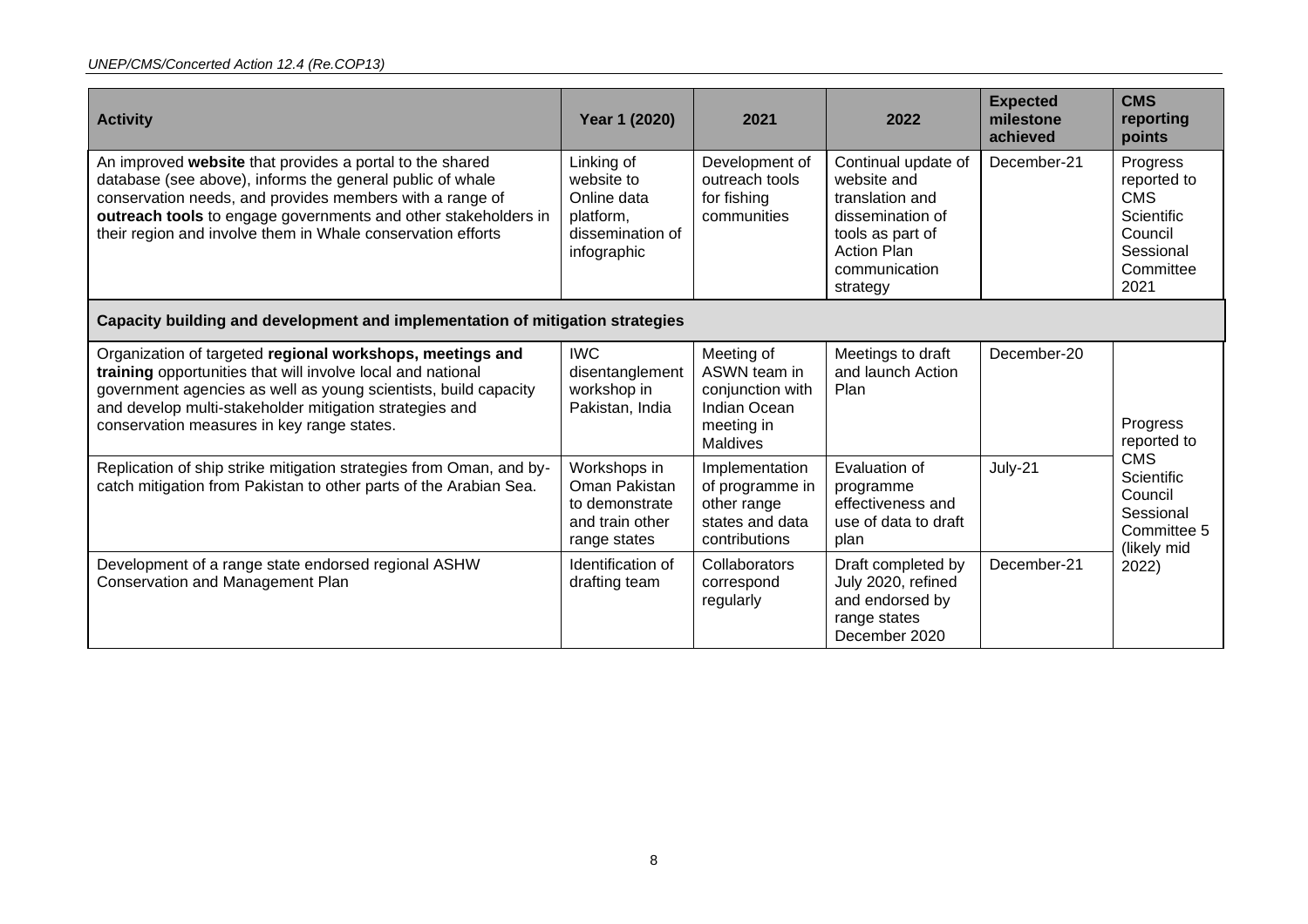| Activity | Year 1 (2020) | 2021 | 2022 | Expected milestone achieved | CMS reporting points |
|---|---|---|---|---|---|
| An improved **website** that provides a portal to the shared database (see above), informs the general public of whale conservation needs, and provides members with a range of **outreach tools** to engage governments and other stakeholders in their region and involve them in Whale conservation efforts | Linking of website to Online data platform, dissemination of infographic | Development of outreach tools for fishing communities | Continual update of website and translation and dissemination of tools as part of Action Plan communication strategy | December-21 | Progress reported to CMS Scientific Council Sessional Committee 2021 |
| **Capacity building and development and implementation of mitigation strategies** | | | | | |
| Organization of targeted **regional workshops, meetings and training** opportunities that will involve local and national government agencies as well as young scientists, build capacity and develop multi-stakeholder mitigation strategies and conservation measures in key range states. | IWC disentanglement workshop in Pakistan, India | Meeting of ASWN team in conjunction with Indian Ocean meeting in Maldives | Meetings to draft and launch Action Plan | December-20 | Progress reported to CMS Scientific Council Sessional Committee 5 (likely mid 2022) |
| Replication of ship strike mitigation strategies from Oman, and by-catch mitigation from Pakistan to other parts of the Arabian Sea. | Workshops in Oman Pakistan to demonstrate and train other range states | Implementation of programme in other range states and data contributions | Evaluation of programme effectiveness and use of data to draft plan | July-21 | |
| Development of a range state endorsed regional ASHW Conservation and Management Plan | Identification of drafting team | Collaborators correspond regularly | Draft completed by July 2020, refined and endorsed by range states December 2020 | December-21 | |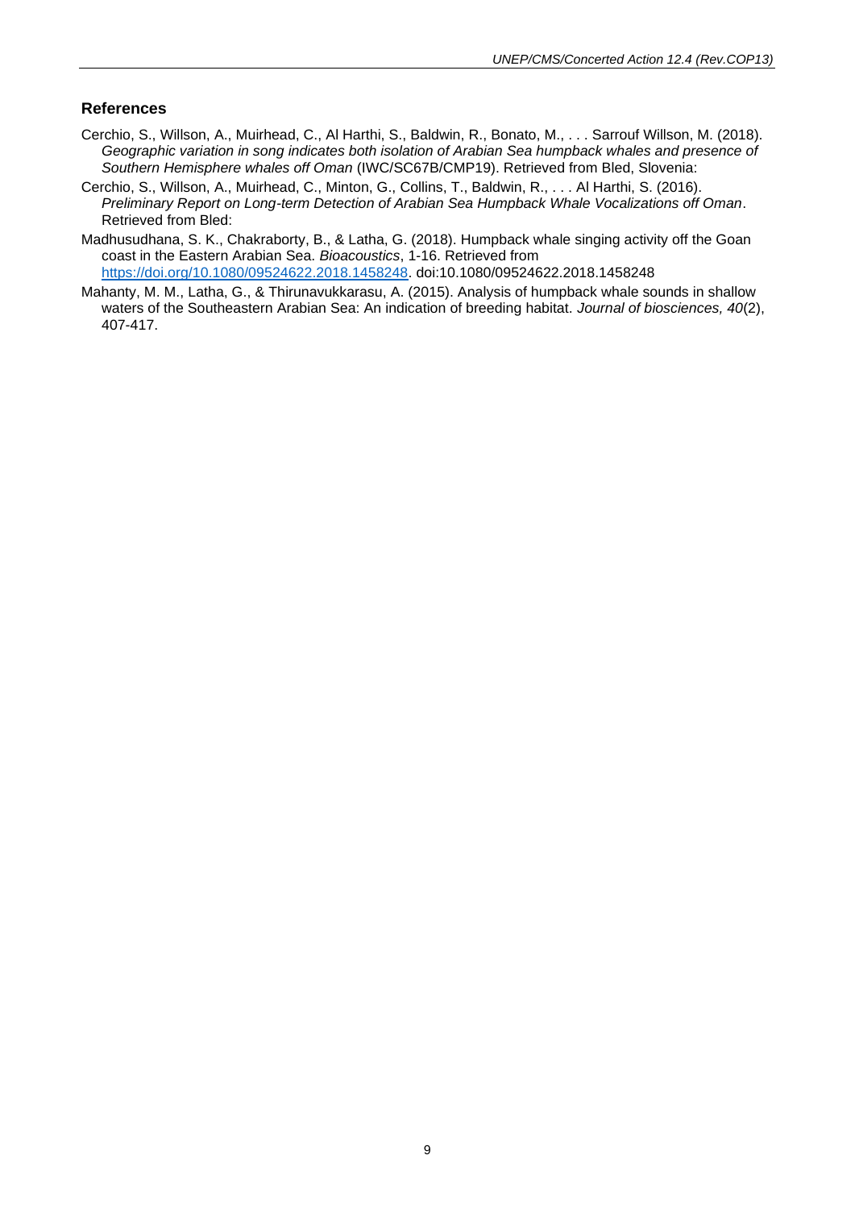## References

Cerchio, S., Willson, A., Muirhead, C., Al Harthi, S., Baldwin, R., Bonato, M., . . . Sarrouf Willson, M. (2018). *Geographic variation in song indicates both isolation of Arabian Sea humpback whales and presence of Southern Hemisphere whales off Oman* (IWC/SC67B/CMP19). Retrieved from Bled, Slovenia:

Cerchio, S., Willson, A., Muirhead, C., Minton, G., Collins, T., Baldwin, R., . . . Al Harthi, S. (2016). *Preliminary Report on Long-term Detection of Arabian Sea Humpback Whale Vocalizations off Oman*. Retrieved from Bled:

Madhusudhana, S. K., Chakraborty, B., & Latha, G. (2018). Humpback whale singing activity off the Goan coast in the Eastern Arabian Sea. *Bioacoustics*, 1-16. Retrieved from https://doi.org/10.1080/09524622.2018.1458248. doi:10.1080/09524622.2018.1458248

Mahanty, M. M., Latha, G., & Thirunavukkarasu, A. (2015). Analysis of humpback whale sounds in shallow waters of the Southeastern Arabian Sea: An indication of breeding habitat. *Journal of biosciences, 40*(2), 407-417.